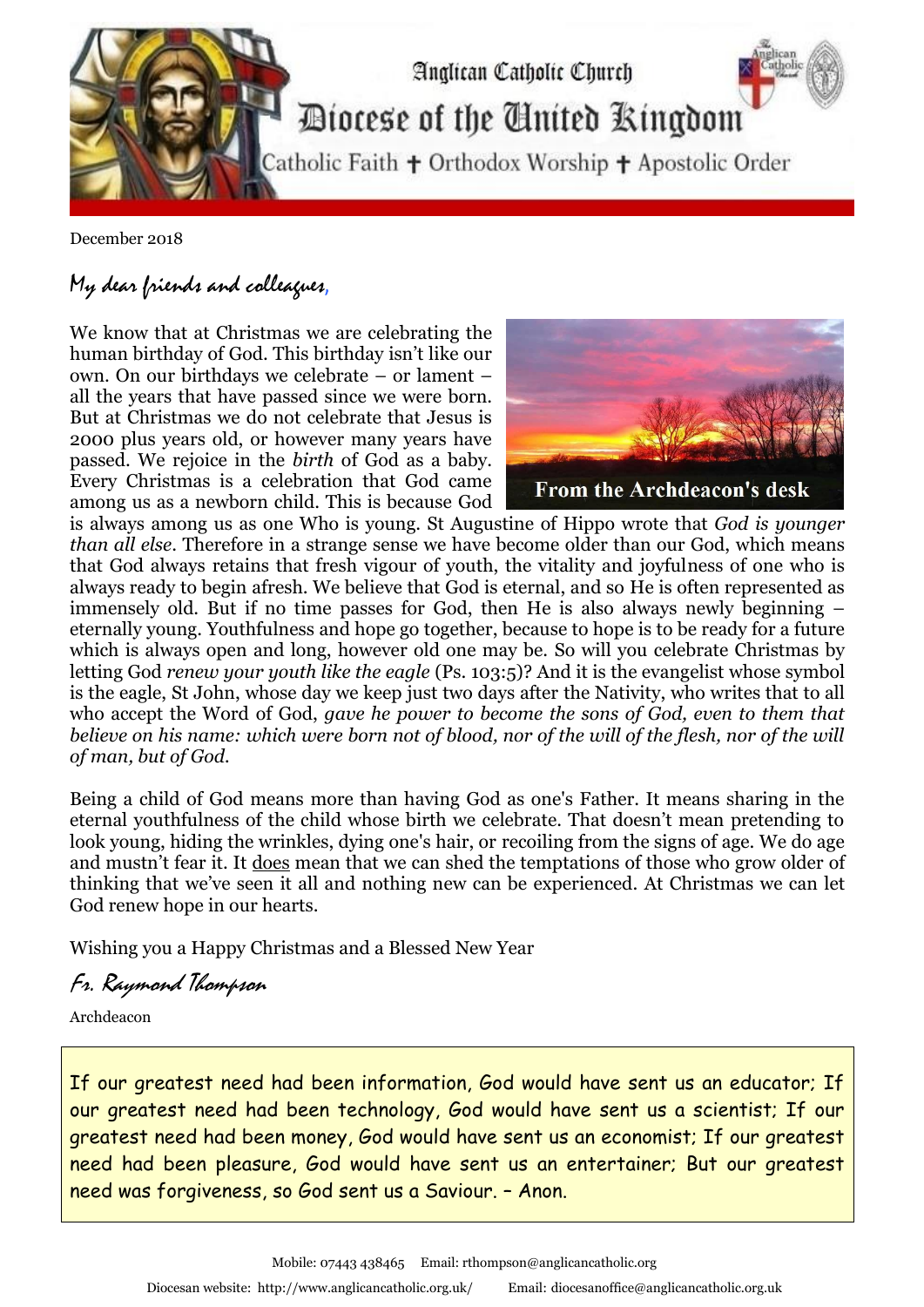# Anglican Catholic Church
## Diocese of the United Kingdom

Catholic Faith ✝ Orthodox Worship ✝ Apostolic Order

December 2018

From the Archdeacon's desk

*My dear friends and colleagues,*

We know that at Christmas we are celebrating the human birthday of God. This birthday isn't like our own. On our birthdays we celebrate – or lament – all the years that have passed since we were born. But at Christmas we do not celebrate that Jesus is 2000 plus years old, or however many years have passed. We rejoice in the *birth* of God as a baby. Every Christmas is a celebration that God came among us as a newborn child. This is because God is always among us as one Who is young. St Augustine of Hippo wrote that *God is younger than all else*. Therefore in a strange sense we have become older than our God, which means that God always retains that fresh vigour of youth, the vitality and joyfulness of one who is always ready to begin afresh. We believe that God is eternal, and so He is often represented as immensely old. But if no time passes for God, then He is also always newly beginning – eternally young. Youthfulness and hope go together, because to hope is to be ready for a future which is always open and long, however old one may be. So will you celebrate Christmas by letting God *renew your youth like the eagle* (Ps. 103:5)? And it is the evangelist whose symbol is the eagle, St John, whose day we keep just two days after the Nativity, who writes that to all who accept the Word of God, *gave he power to become the sons of God, even to them that believe on his name: which were born not of blood, nor of the will of the flesh, nor of the will of man, but of God.*

Being a child of God means more than having God as one's Father. It means sharing in the eternal youthfulness of the child whose birth we celebrate. That doesn't mean pretending to look young, hiding the wrinkles, dying one's hair, or recoiling from the signs of age. We do age and mustn't fear it. It <u>does</u> mean that we can shed the temptations of those who grow older of thinking that we've seen it all and nothing new can be experienced. At Christmas we can let God renew hope in our hearts.

Wishing you a Happy Christmas and a Blessed New Year

*Fr. Raymond Thompson*

Archdeacon

> If our greatest need had been information, God would have sent us an educator; If our greatest need had been technology, God would have sent us a scientist; If our greatest need had been money, God would have sent us an economist; If our greatest need had been pleasure, God would have sent us an entertainer; But our greatest need was forgiveness, so God sent us a Saviour. – Anon.

Mobile: 07443 438465 Email: rthompson@anglicancatholic.org

Diocesan website: http://www.anglicancatholic.org.uk/ Email: diocesanoffice@anglicancatholic.org.uk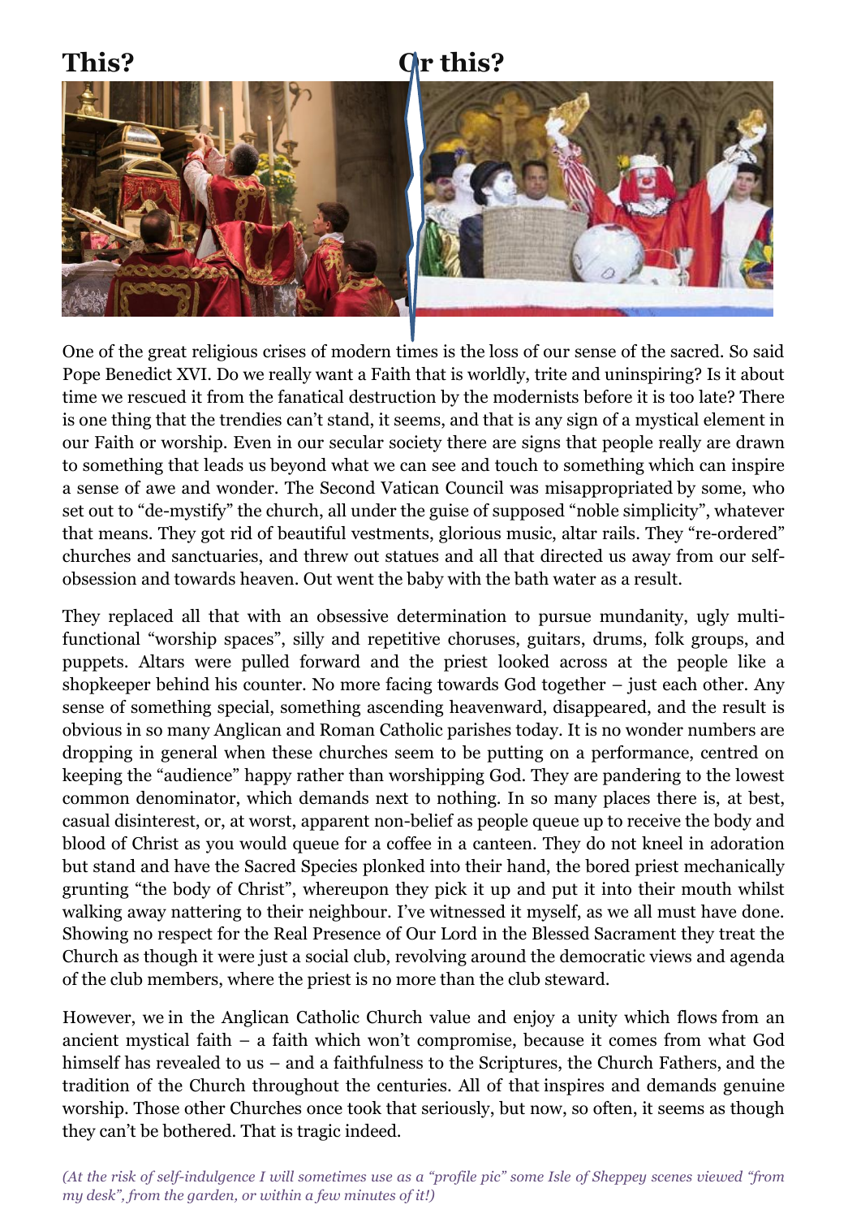**This?** **Or this?**

One of the great religious crises of modern times is the loss of our sense of the sacred. So said Pope Benedict XVI. Do we really want a Faith that is worldly, trite and uninspiring? Is it about time we rescued it from the fanatical destruction by the modernists before it is too late? There is one thing that the trendies can't stand, it seems, and that is any sign of a mystical element in our Faith or worship. Even in our secular society there are signs that people really are drawn to something that leads us beyond what we can see and touch to something which can inspire a sense of awe and wonder. The Second Vatican Council was misappropriated by some, who set out to "de-mystify" the church, all under the guise of supposed "noble simplicity", whatever that means. They got rid of beautiful vestments, glorious music, altar rails. They "re-ordered" churches and sanctuaries, and threw out statues and all that directed us away from our self-obsession and towards heaven. Out went the baby with the bath water as a result.

They replaced all that with an obsessive determination to pursue mundanity, ugly multi-functional "worship spaces", silly and repetitive choruses, guitars, drums, folk groups, and puppets. Altars were pulled forward and the priest looked across at the people like a shopkeeper behind his counter. No more facing towards God together – just each other. Any sense of something special, something ascending heavenward, disappeared, and the result is obvious in so many Anglican and Roman Catholic parishes today. It is no wonder numbers are dropping in general when these churches seem to be putting on a performance, centred on keeping the "audience" happy rather than worshipping God. They are pandering to the lowest common denominator, which demands next to nothing. In so many places there is, at best, casual disinterest, or, at worst, apparent non-belief as people queue up to receive the body and blood of Christ as you would queue for a coffee in a canteen. They do not kneel in adoration but stand and have the Sacred Species plonked into their hand, the bored priest mechanically grunting "the body of Christ", whereupon they pick it up and put it into their mouth whilst walking away nattering to their neighbour. I've witnessed it myself, as we all must have done. Showing no respect for the Real Presence of Our Lord in the Blessed Sacrament they treat the Church as though it were just a social club, revolving around the democratic views and agenda of the club members, where the priest is no more than the club steward.

However, we in the Anglican Catholic Church value and enjoy a unity which flows from an ancient mystical faith – a faith which won't compromise, because it comes from what God himself has revealed to us – and a faithfulness to the Scriptures, the Church Fathers, and the tradition of the Church throughout the centuries. All of that inspires and demands genuine worship. Those other Churches once took that seriously, but now, so often, it seems as though they can't be bothered. That is tragic indeed.

*(At the risk of self-indulgence I will sometimes use as a "profile pic" some Isle of Sheppey scenes viewed "from my desk", from the garden, or within a few minutes of it!)*